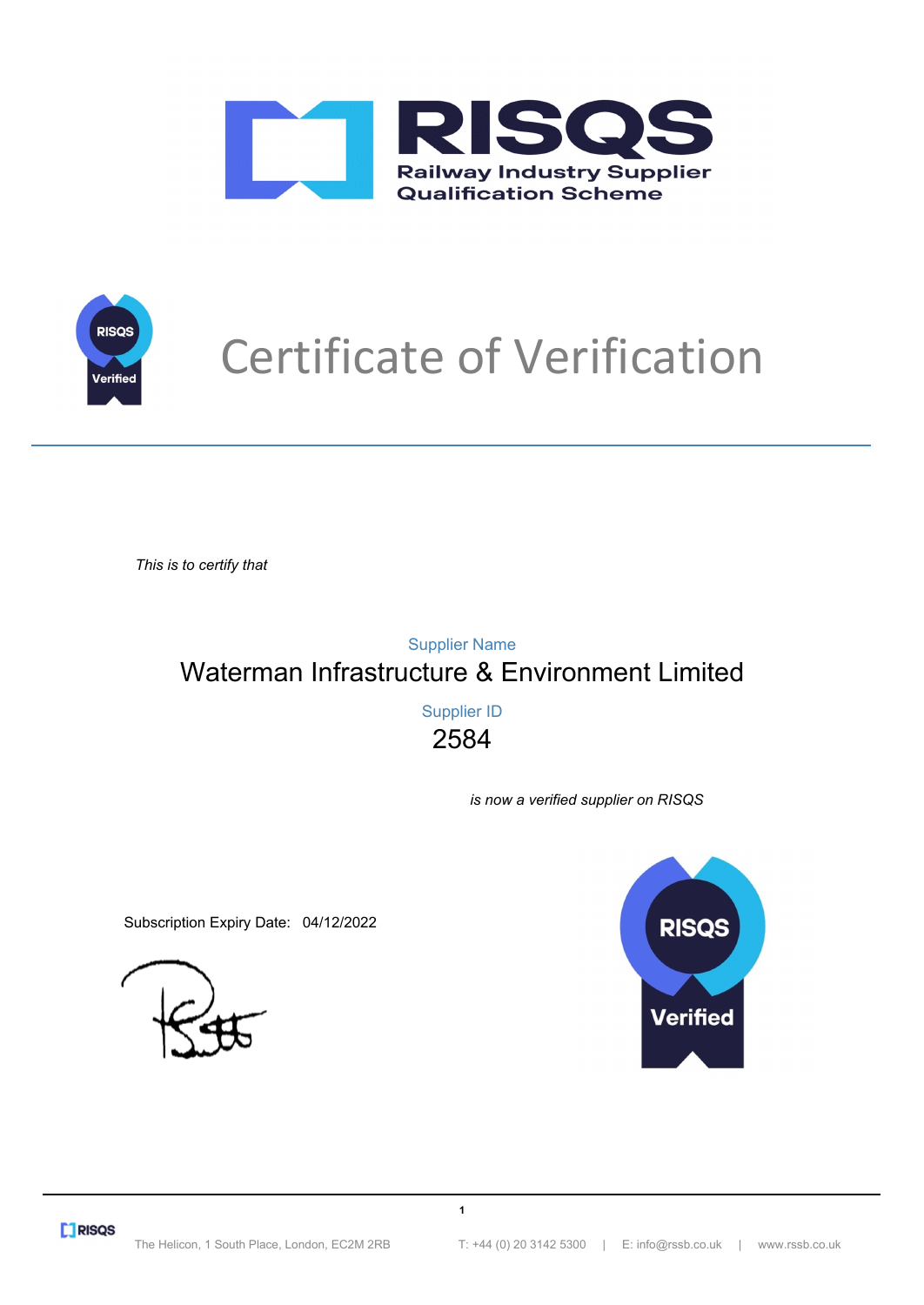# RISQS

Railway Industry Supplier Qualification Scheme

# Certificate of Verification

*This is to certify that*

Supplier Name

Waterman Infrastructure & Environment Limited

Supplier ID

2584

*is now a verified supplier on RISQS*

Subscription Expiry Date: 04/12/2022

The Helicon, 1 South Place, London, EC2M 2RB | T: +44 (0) 20 3142 5300 | E: info@rssb.co.uk | www.rssb.co.uk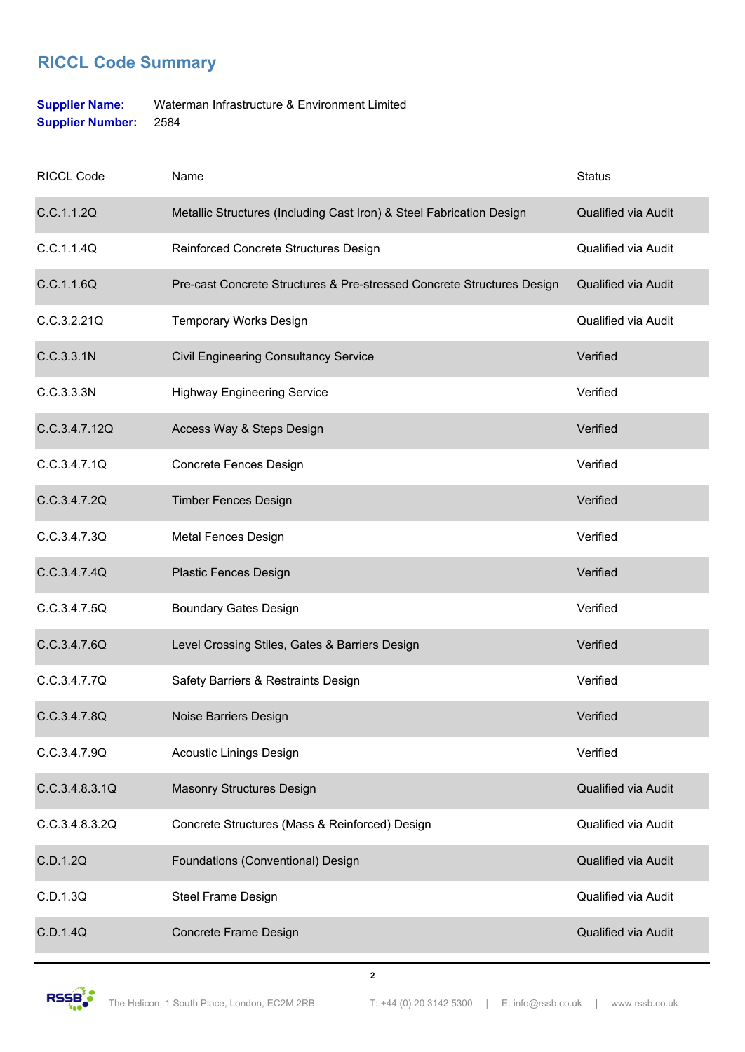## RICCL Code Summary

**Supplier Name:** Waterman Infrastructure & Environment Limited
**Supplier Number:** 2584

| RICCL Code | Name | Status |
|---|---|---|
| C.C.1.1.2Q | Metallic Structures (Including Cast Iron) & Steel Fabrication Design | Qualified via Audit |
| C.C.1.1.4Q | Reinforced Concrete Structures Design | Qualified via Audit |
| C.C.1.1.6Q | Pre-cast Concrete Structures & Pre-stressed Concrete Structures Design | Qualified via Audit |
| C.C.3.2.21Q | Temporary Works Design | Qualified via Audit |
| C.C.3.3.1N | Civil Engineering Consultancy Service | Verified |
| C.C.3.3.3N | Highway Engineering Service | Verified |
| C.C.3.4.7.12Q | Access Way & Steps Design | Verified |
| C.C.3.4.7.1Q | Concrete Fences Design | Verified |
| C.C.3.4.7.2Q | Timber Fences Design | Verified |
| C.C.3.4.7.3Q | Metal Fences Design | Verified |
| C.C.3.4.7.4Q | Plastic Fences Design | Verified |
| C.C.3.4.7.5Q | Boundary Gates Design | Verified |
| C.C.3.4.7.6Q | Level Crossing Stiles, Gates & Barriers Design | Verified |
| C.C.3.4.7.7Q | Safety Barriers & Restraints Design | Verified |
| C.C.3.4.7.8Q | Noise Barriers Design | Verified |
| C.C.3.4.7.9Q | Acoustic Linings Design | Verified |
| C.C.3.4.8.3.1Q | Masonry Structures Design | Qualified via Audit |
| C.C.3.4.8.3.2Q | Concrete Structures (Mass & Reinforced) Design | Qualified via Audit |
| C.D.1.2Q | Foundations (Conventional) Design | Qualified via Audit |
| C.D.1.3Q | Steel Frame Design | Qualified via Audit |
| C.D.1.4Q | Concrete Frame Design | Qualified via Audit |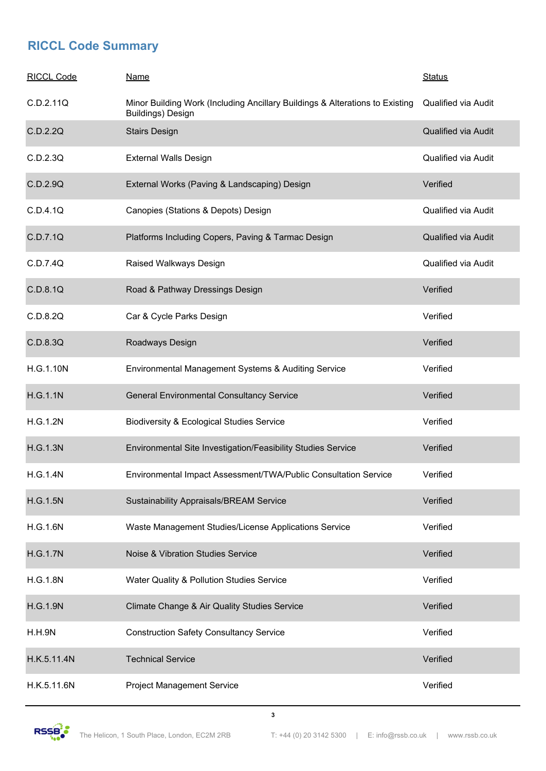## RICCL Code Summary

| RICCL Code | Name | Status |
|---|---|---|
| C.D.2.11Q | Minor Building Work (Including Ancillary Buildings & Alterations to Existing Buildings) Design | Qualified via Audit |
| C.D.2.2Q | Stairs Design | Qualified via Audit |
| C.D.2.3Q | External Walls Design | Qualified via Audit |
| C.D.2.9Q | External Works (Paving & Landscaping) Design | Verified |
| C.D.4.1Q | Canopies (Stations & Depots) Design | Qualified via Audit |
| C.D.7.1Q | Platforms Including Copers, Paving & Tarmac Design | Qualified via Audit |
| C.D.7.4Q | Raised Walkways Design | Qualified via Audit |
| C.D.8.1Q | Road & Pathway Dressings Design | Verified |
| C.D.8.2Q | Car & Cycle Parks Design | Verified |
| C.D.8.3Q | Roadways Design | Verified |
| H.G.1.10N | Environmental Management Systems & Auditing Service | Verified |
| H.G.1.1N | General Environmental Consultancy Service | Verified |
| H.G.1.2N | Biodiversity & Ecological Studies Service | Verified |
| H.G.1.3N | Environmental Site Investigation/Feasibility Studies Service | Verified |
| H.G.1.4N | Environmental Impact Assessment/TWA/Public Consultation Service | Verified |
| H.G.1.5N | Sustainability Appraisals/BREAM Service | Verified |
| H.G.1.6N | Waste Management Studies/License Applications Service | Verified |
| H.G.1.7N | Noise & Vibration Studies Service | Verified |
| H.G.1.8N | Water Quality & Pollution Studies Service | Verified |
| H.G.1.9N | Climate Change & Air Quality Studies Service | Verified |
| H.H.9N | Construction Safety Consultancy Service | Verified |
| H.K.5.11.4N | Technical Service | Verified |
| H.K.5.11.6N | Project Management Service | Verified |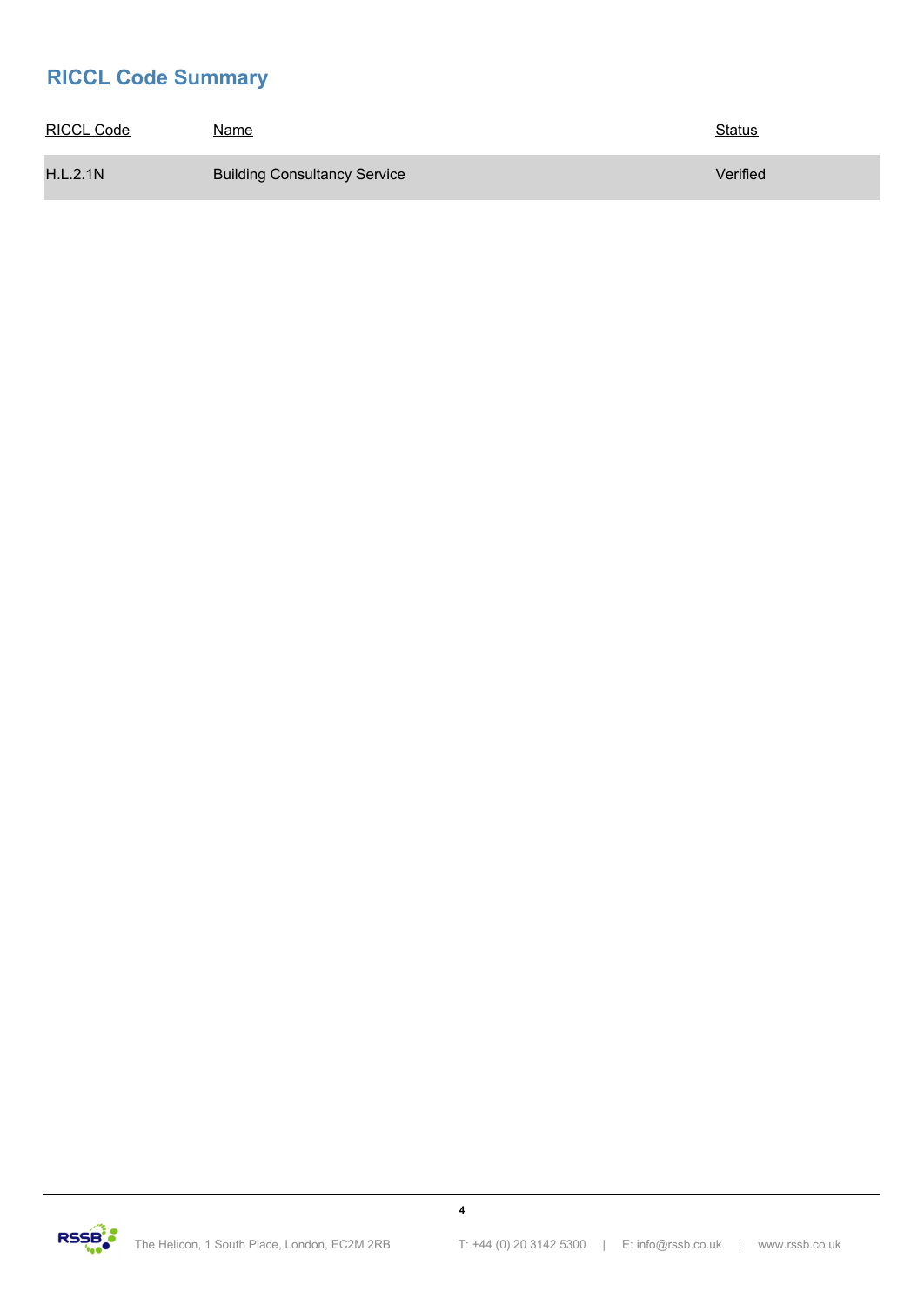## RICCL Code Summary

| RICCL Code | Name | Status |
|---|---|---|
| H.L.2.1N | Building Consultancy Service | Verified |